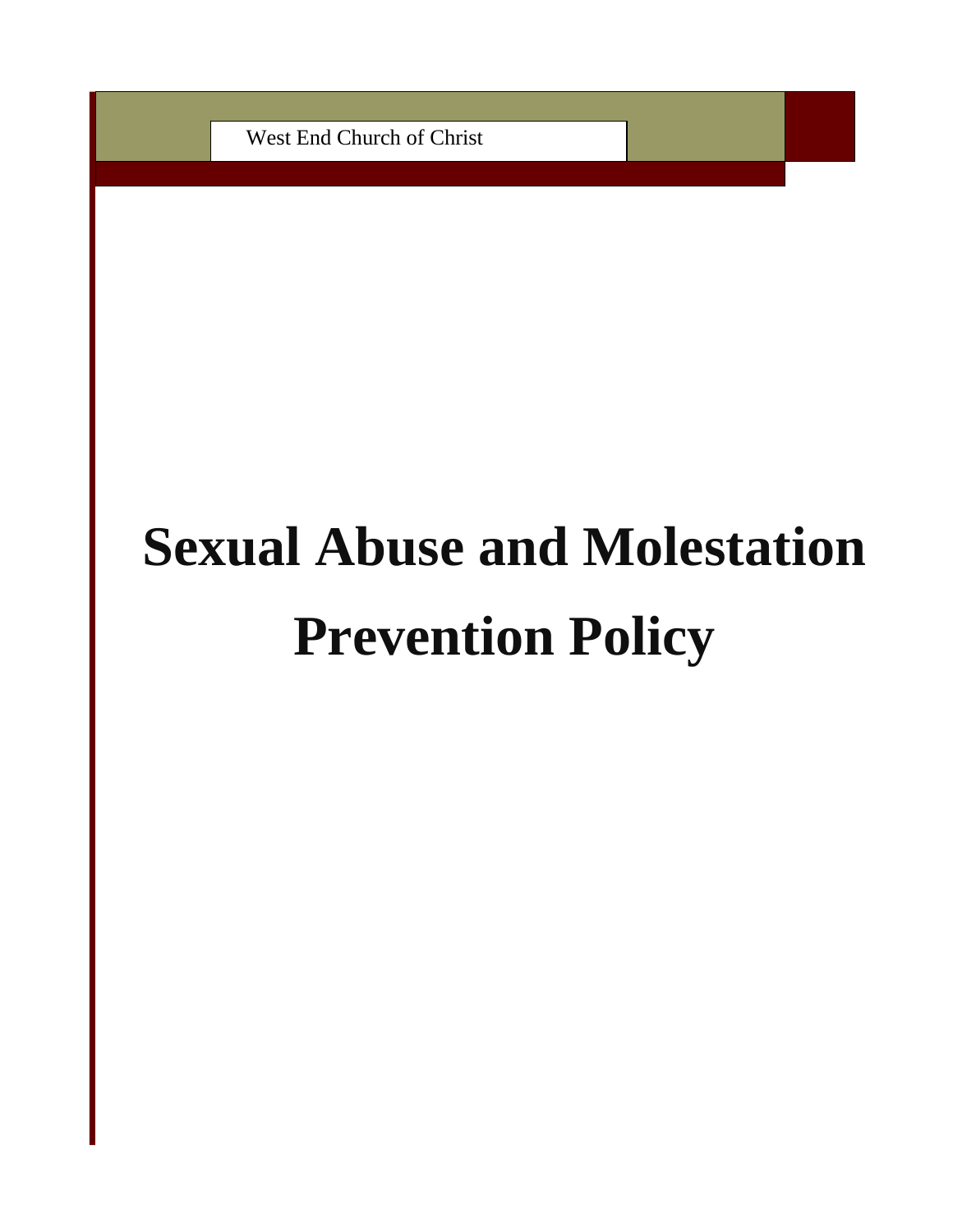West End Church of Christ

# Sexual Abuse and Molestation Prevention Policy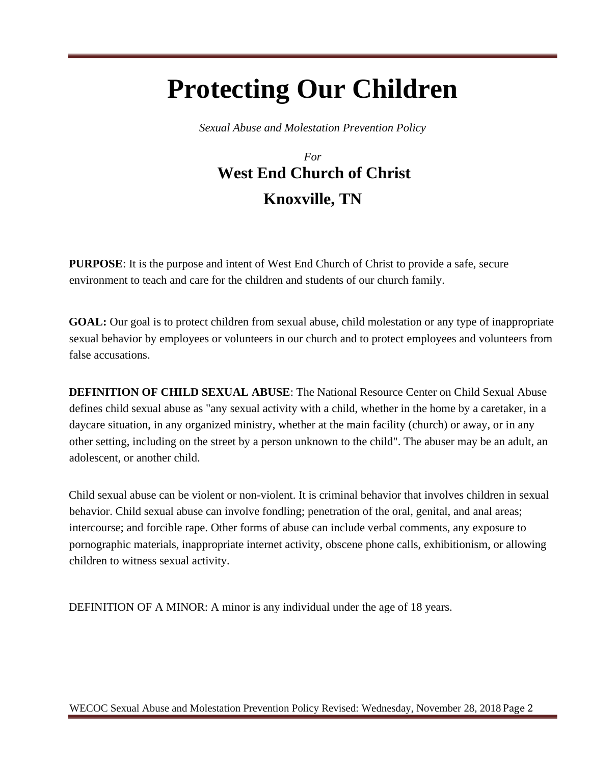# Protecting Our Children

*Sexual Abuse and Molestation Prevention Policy*

*For*

## West End Church of Christ

## Knoxville, TN

**PURPOSE**: It is the purpose and intent of West End Church of Christ to provide a safe, secure environment to teach and care for the children and students of our church family.

**GOAL:** Our goal is to protect children from sexual abuse, child molestation or any type of inappropriate sexual behavior by employees or volunteers in our church and to protect employees and volunteers from false accusations.

**DEFINITION OF CHILD SEXUAL ABUSE**: The National Resource Center on Child Sexual Abuse defines child sexual abuse as "any sexual activity with a child, whether in the home by a caretaker, in a daycare situation, in any organized ministry, whether at the main facility (church) or away, or in any other setting, including on the street by a person unknown to the child". The abuser may be an adult, an adolescent, or another child.

Child sexual abuse can be violent or non-violent. It is criminal behavior that involves children in sexual behavior. Child sexual abuse can involve fondling; penetration of the oral, genital, and anal areas; intercourse; and forcible rape. Other forms of abuse can include verbal comments, any exposure to pornographic materials, inappropriate internet activity, obscene phone calls, exhibitionism, or allowing children to witness sexual activity.

DEFINITION OF A MINOR: A minor is any individual under the age of 18 years.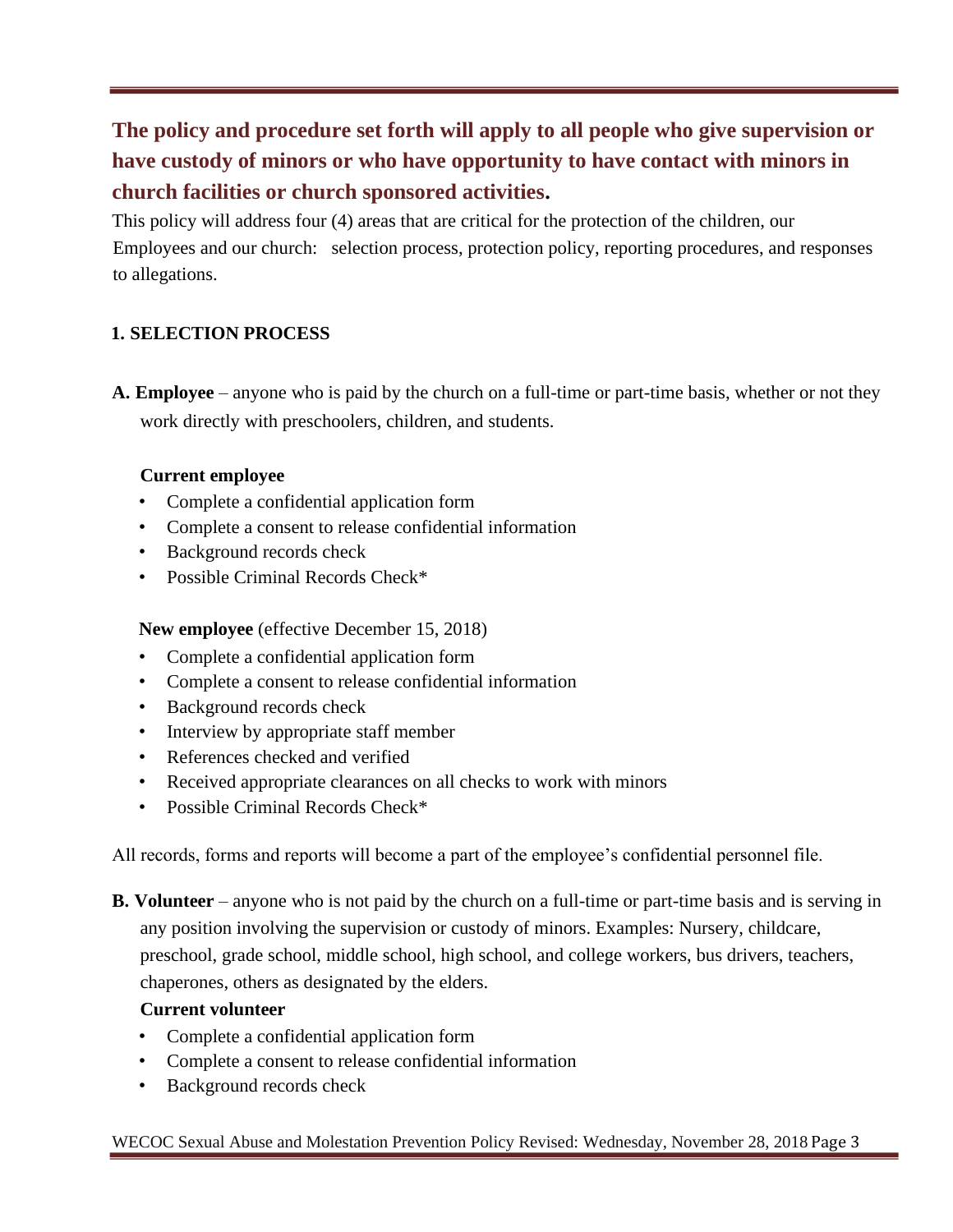## The policy and procedure set forth will apply to all people who give supervision or have custody of minors or who have opportunity to have contact with minors in church facilities or church sponsored activities.

This policy will address four (4) areas that are critical for the protection of the children, our Employees and our church: selection process, protection policy, reporting procedures, and responses to allegations.

### 1. SELECTION PROCESS

**A. Employee** – anyone who is paid by the church on a full-time or part-time basis, whether or not they work directly with preschoolers, children, and students.

**Current employee**

- Complete a confidential application form
- Complete a consent to release confidential information
- Background records check
- Possible Criminal Records Check*

**New employee** (effective December 15, 2018)

- Complete a confidential application form
- Complete a consent to release confidential information
- Background records check
- Interview by appropriate staff member
- References checked and verified
- Received appropriate clearances on all checks to work with minors
- Possible Criminal Records Check*

All records, forms and reports will become a part of the employee's confidential personnel file.

**B. Volunteer** – anyone who is not paid by the church on a full-time or part-time basis and is serving in any position involving the supervision or custody of minors. Examples: Nursery, childcare, preschool, grade school, middle school, high school, and college workers, bus drivers, teachers, chaperones, others as designated by the elders.

**Current volunteer**

- Complete a confidential application form
- Complete a consent to release confidential information
- Background records check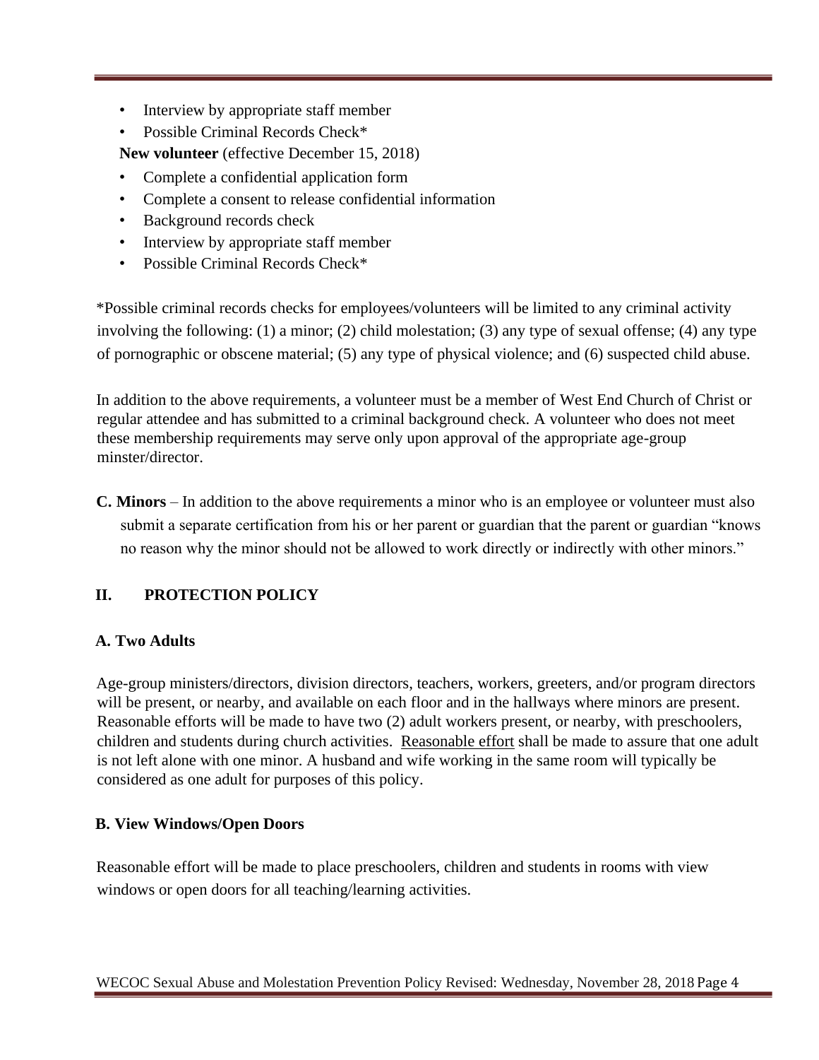- Interview by appropriate staff member
- Possible Criminal Records Check*

**New volunteer** (effective December 15, 2018)

- Complete a confidential application form
- Complete a consent to release confidential information
- Background records check
- Interview by appropriate staff member
- Possible Criminal Records Check*

*Possible criminal records checks for employees/volunteers will be limited to any criminal activity involving the following: (1) a minor; (2) child molestation; (3) any type of sexual offense; (4) any type of pornographic or obscene material; (5) any type of physical violence; and (6) suspected child abuse.

In addition to the above requirements, a volunteer must be a member of West End Church of Christ or regular attendee and has submitted to a criminal background check. A volunteer who does not meet these membership requirements may serve only upon approval of the appropriate age-group minster/director.

**C. Minors** – In addition to the above requirements a minor who is an employee or volunteer must also submit a separate certification from his or her parent or guardian that the parent or guardian "knows no reason why the minor should not be allowed to work directly or indirectly with other minors."

## II. PROTECTION POLICY

### A. Two Adults

Age-group ministers/directors, division directors, teachers, workers, greeters, and/or program directors will be present, or nearby, and available on each floor and in the hallways where minors are present. Reasonable efforts will be made to have two (2) adult workers present, or nearby, with preschoolers, children and students during church activities. Reasonable effort shall be made to assure that one adult is not left alone with one minor. A husband and wife working in the same room will typically be considered as one adult for purposes of this policy.

### B. View Windows/Open Doors

Reasonable effort will be made to place preschoolers, children and students in rooms with view windows or open doors for all teaching/learning activities.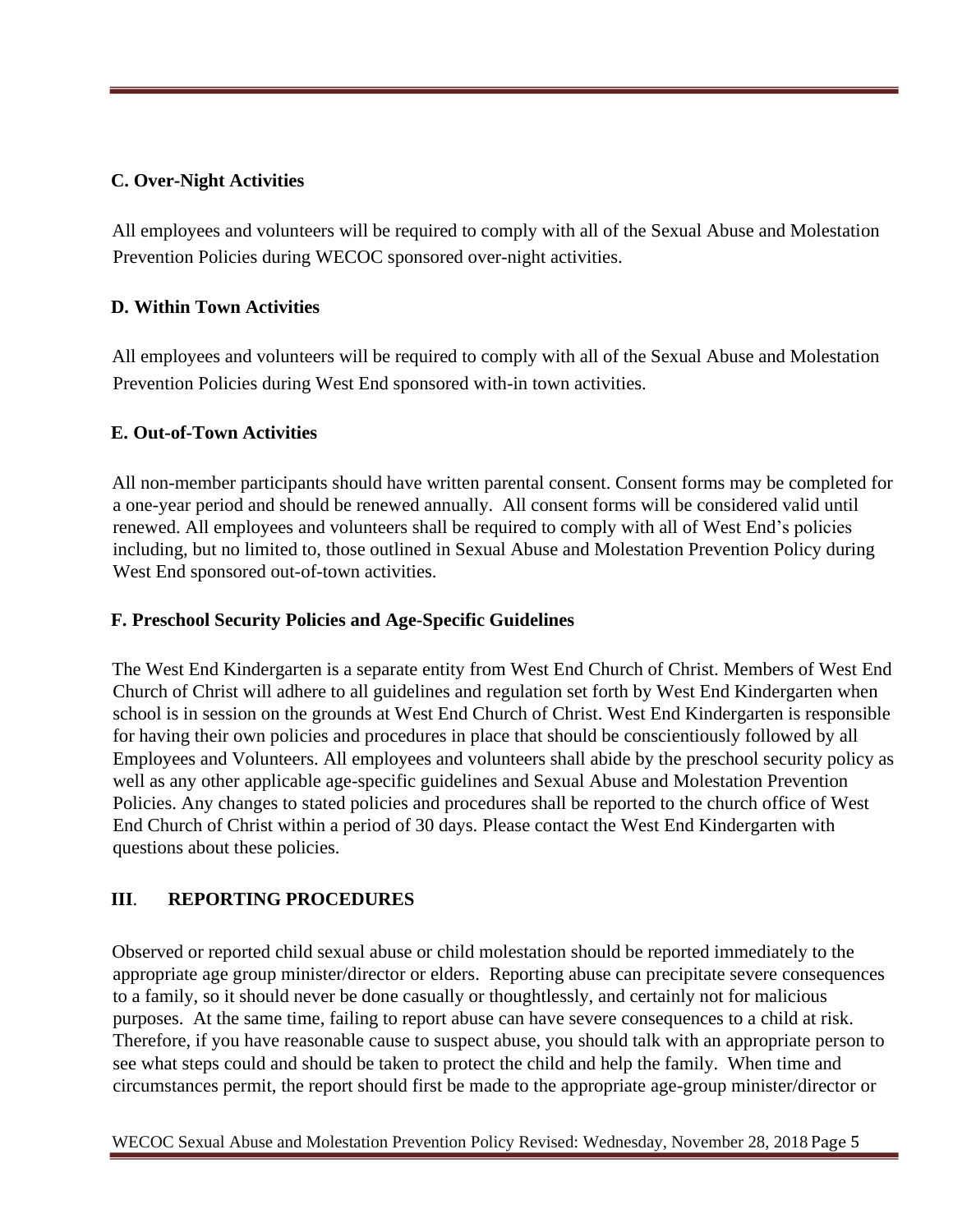### C. Over-Night Activities

All employees and volunteers will be required to comply with all of the Sexual Abuse and Molestation Prevention Policies during WECOC sponsored over-night activities.

### D. Within Town Activities

All employees and volunteers will be required to comply with all of the Sexual Abuse and Molestation Prevention Policies during West End sponsored with-in town activities.

### E. Out-of-Town Activities

All non-member participants should have written parental consent. Consent forms may be completed for a one-year period and should be renewed annually. All consent forms will be considered valid until renewed. All employees and volunteers shall be required to comply with all of West End's policies including, but no limited to, those outlined in Sexual Abuse and Molestation Prevention Policy during West End sponsored out-of-town activities.

### F. Preschool Security Policies and Age-Specific Guidelines

The West End Kindergarten is a separate entity from West End Church of Christ. Members of West End Church of Christ will adhere to all guidelines and regulation set forth by West End Kindergarten when school is in session on the grounds at West End Church of Christ. West End Kindergarten is responsible for having their own policies and procedures in place that should be conscientiously followed by all Employees and Volunteers. All employees and volunteers shall abide by the preschool security policy as well as any other applicable age-specific guidelines and Sexual Abuse and Molestation Prevention Policies. Any changes to stated policies and procedures shall be reported to the church office of West End Church of Christ within a period of 30 days. Please contact the West End Kindergarten with questions about these policies.

## III. REPORTING PROCEDURES

Observed or reported child sexual abuse or child molestation should be reported immediately to the appropriate age group minister/director or elders. Reporting abuse can precipitate severe consequences to a family, so it should never be done casually or thoughtlessly, and certainly not for malicious purposes. At the same time, failing to report abuse can have severe consequences to a child at risk. Therefore, if you have reasonable cause to suspect abuse, you should talk with an appropriate person to see what steps could and should be taken to protect the child and help the family. When time and circumstances permit, the report should first be made to the appropriate age-group minister/director or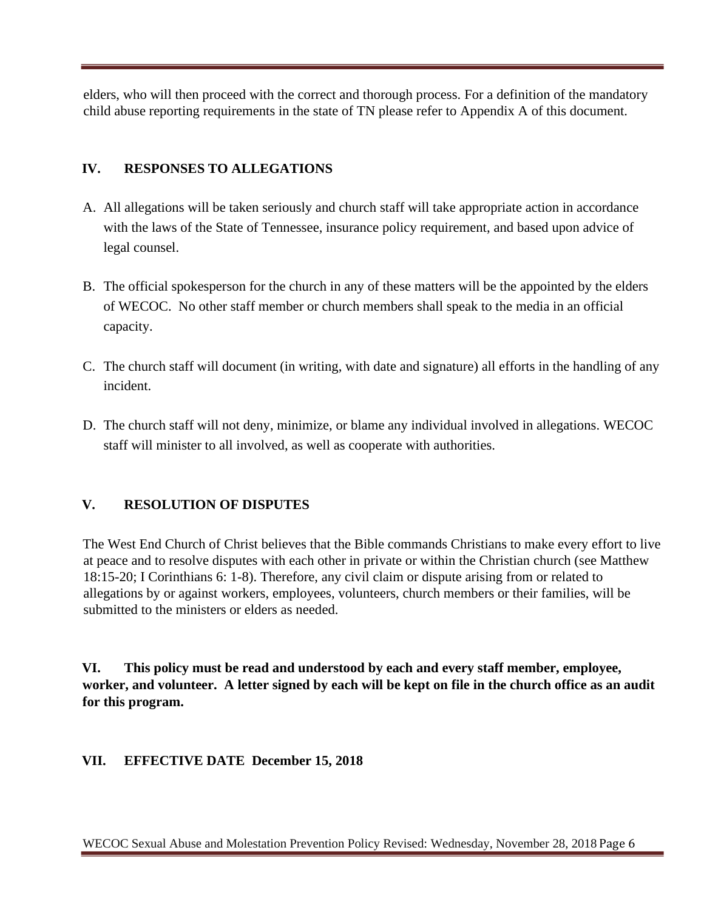elders, who will then proceed with the correct and thorough process. For a definition of the mandatory child abuse reporting requirements in the state of TN please refer to Appendix A of this document.

## IV. RESPONSES TO ALLEGATIONS

A. All allegations will be taken seriously and church staff will take appropriate action in accordance with the laws of the State of Tennessee, insurance policy requirement, and based upon advice of legal counsel.

B. The official spokesperson for the church in any of these matters will be the appointed by the elders of WECOC. No other staff member or church members shall speak to the media in an official capacity.

C. The church staff will document (in writing, with date and signature) all efforts in the handling of any incident.

D. The church staff will not deny, minimize, or blame any individual involved in allegations. WECOC staff will minister to all involved, as well as cooperate with authorities.

## V. RESOLUTION OF DISPUTES

The West End Church of Christ believes that the Bible commands Christians to make every effort to live at peace and to resolve disputes with each other in private or within the Christian church (see Matthew 18:15-20; I Corinthians 6: 1-8). Therefore, any civil claim or dispute arising from or related to allegations by or against workers, employees, volunteers, church members or their families, will be submitted to the ministers or elders as needed.

**VI. This policy must be read and understood by each and every staff member, employee, worker, and volunteer. A letter signed by each will be kept on file in the church office as an audit for this program.**

## VII. EFFECTIVE DATE December 15, 2018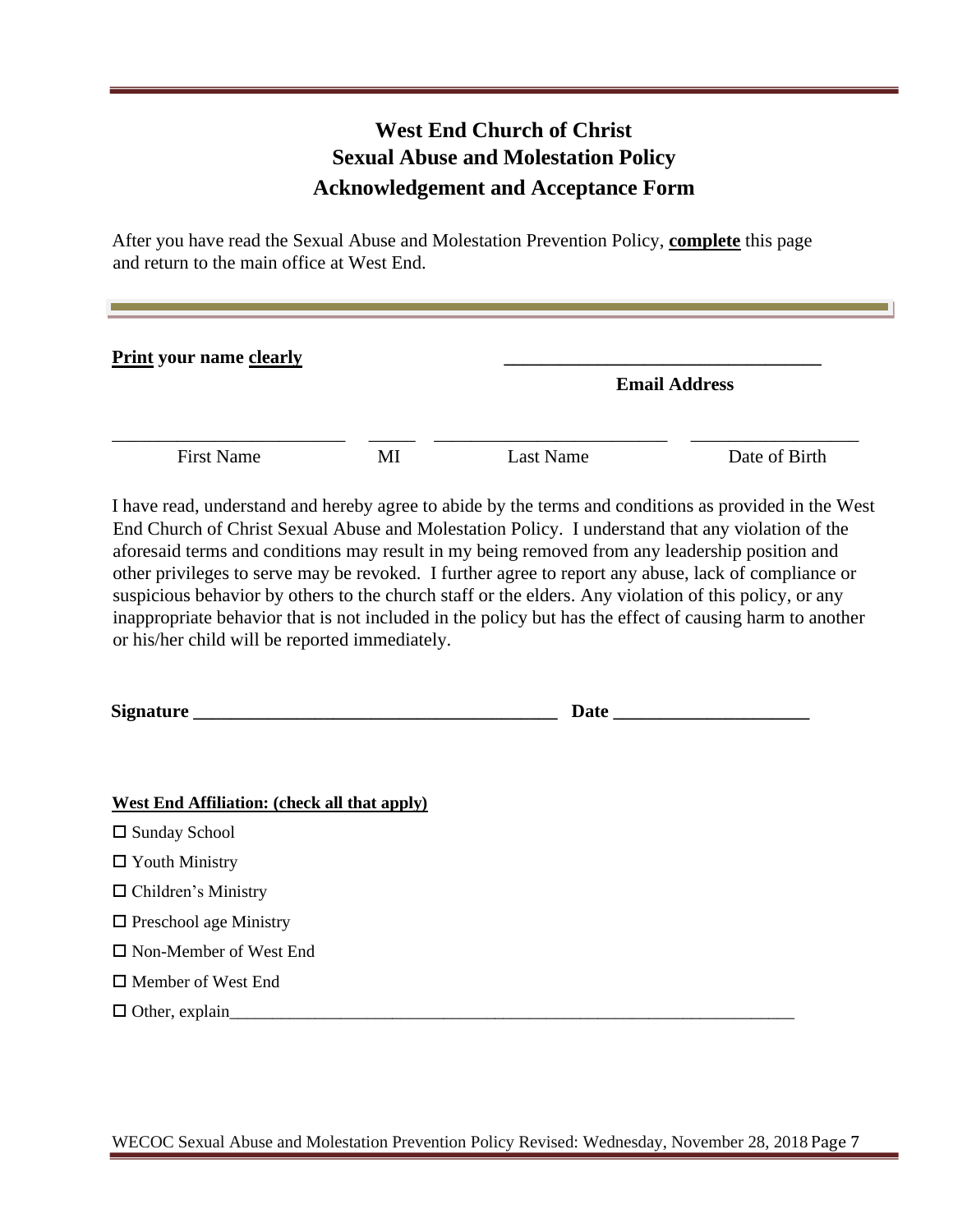# West End Church of Christ
## Sexual Abuse and Molestation Policy
## Acknowledgement and Acceptance Form

After you have read the Sexual Abuse and Molestation Prevention Policy, **complete** this page and return to the main office at West End.

---

**Print your name clearly**

| | | | |
|---|---|---|---|
| \_\_\_\_\_\_\_\_\_\_\_\_\_\_\_\_\_\_\_\_\_\_\_\_\_\_\_\_\_\_\_\_\_\_ | | | |
| | | | **Email Address** |
| \_\_\_\_\_\_\_\_\_\_\_\_\_\_\_\_\_\_\_\_\_\_\_\_ | \_\_\_\_\_ | \_\_\_\_\_\_\_\_\_\_\_\_\_\_\_\_\_\_\_\_\_\_\_\_ | \_\_\_\_\_\_\_\_\_\_\_\_\_\_\_\_\_\_ |
| First Name | MI | Last Name | Date of Birth |

I have read, understand and hereby agree to abide by the terms and conditions as provided in the West End Church of Christ Sexual Abuse and Molestation Policy. I understand that any violation of the aforesaid terms and conditions may result in my being removed from any leadership position and other privileges to serve may be revoked. I further agree to report any abuse, lack of compliance or suspicious behavior by others to the church staff or the elders. Any violation of this policy, or any inappropriate behavior that is not included in the policy but has the effect of causing harm to another or his/her child will be reported immediately.

**Signature \_\_\_\_\_\_\_\_\_\_\_\_\_\_\_\_\_\_\_\_\_\_\_\_\_\_\_\_\_\_\_\_\_\_\_\_\_\_\_ Date \_\_\_\_\_\_\_\_\_\_\_\_\_\_\_\_\_\_\_\_\_**

**West End Affiliation: (check all that apply)**

- ☐ Sunday School
- ☐ Youth Ministry
- ☐ Children's Ministry
- ☐ Preschool age Ministry
- ☐ Non-Member of West End
- ☐ Member of West End
- ☐ Other, explain\_\_\_\_\_\_\_\_\_\_\_\_\_\_\_\_\_\_\_\_\_\_\_\_\_\_\_\_\_\_\_\_\_\_\_\_\_\_\_\_\_\_\_\_\_\_\_\_\_\_\_\_\_\_\_\_\_\_\_\_\_\_\_\_\_\_\_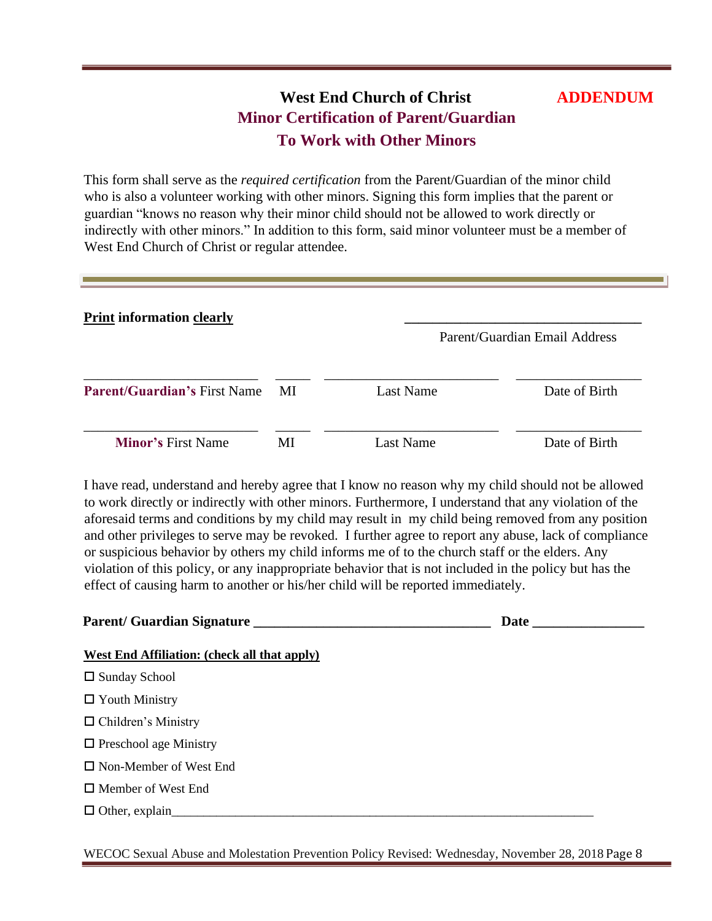# West End Church of Christ

**ADDENDUM**

## Minor Certification of Parent/Guardian To Work with Other Minors

This form shall serve as the *required certification* from the Parent/Guardian of the minor child who is also a volunteer working with other minors. Signing this form implies that the parent or guardian "knows no reason why their minor child should not be allowed to work directly or indirectly with other minors." In addition to this form, said minor volunteer must be a member of West End Church of Christ or regular attendee.

---

**Print information clearly**

______________________________
Parent/Guardian Email Address

| ______________________ | _____ | ______________________ | ________________ |
|---|---|---|---|
| **Parent/Guardian's** First Name | MI | Last Name | Date of Birth |
| ______________________ | _____ | ______________________ | ________________ |
| **Minor's** First Name | MI | Last Name | Date of Birth |

I have read, understand and hereby agree that I know no reason why my child should not be allowed to work directly or indirectly with other minors. Furthermore, I understand that any violation of the aforesaid terms and conditions by my child may result in my child being removed from any position and other privileges to serve may be revoked. I further agree to report any abuse, lack of compliance or suspicious behavior by others my child informs me of to the church staff or the elders. Any violation of this policy, or any inappropriate behavior that is not included in the policy but has the effect of causing harm to another or his/her child will be reported immediately.

**Parent/ Guardian Signature ______________________________ Date ______________**

**West End Affiliation: (check all that apply)**

- ☐ Sunday School
- ☐ Youth Ministry
- ☐ Children's Ministry
- ☐ Preschool age Ministry
- ☐ Non-Member of West End
- ☐ Member of West End
- ☐ Other, explain______________________________________________________________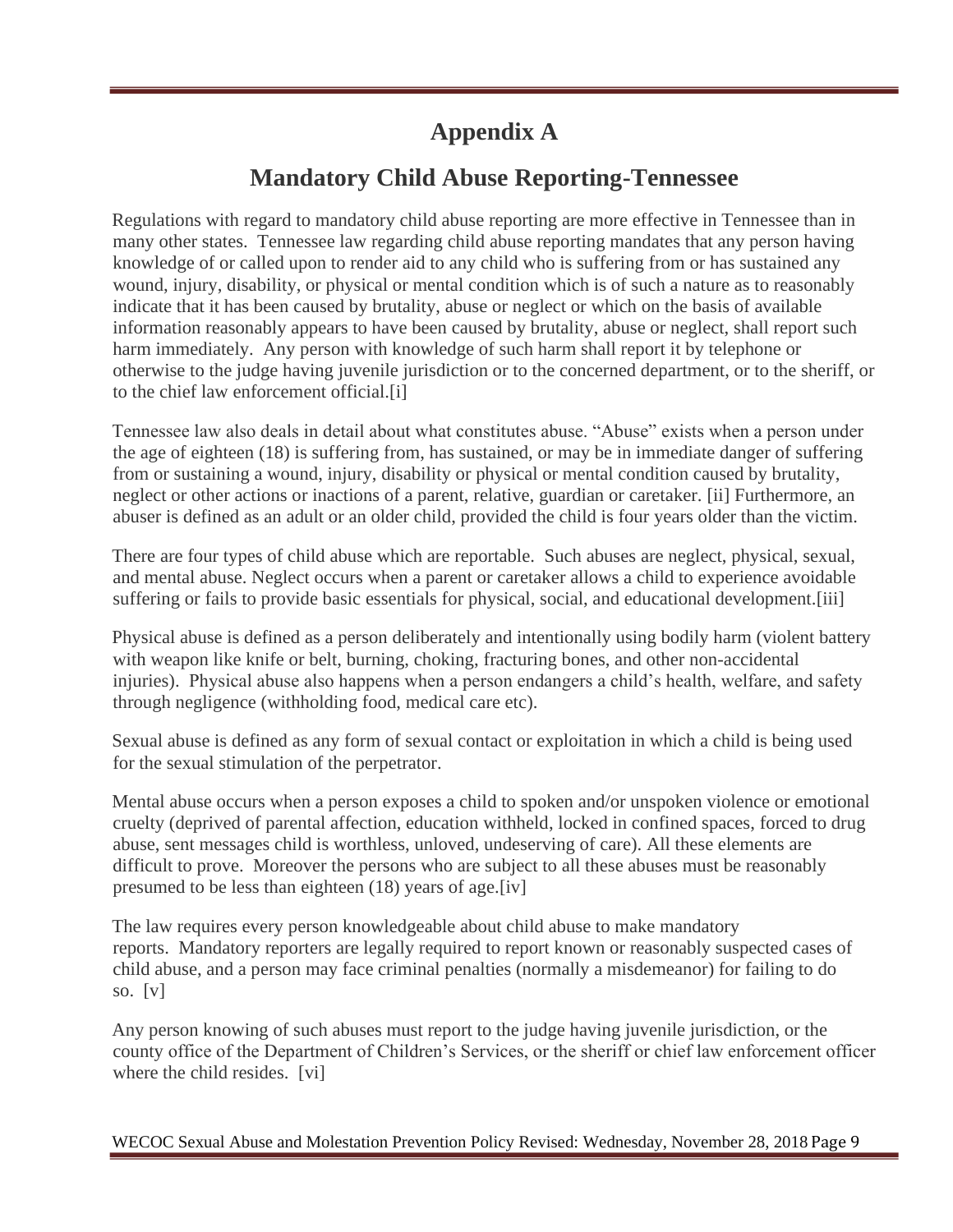# Appendix A

## Mandatory Child Abuse Reporting-Tennessee

Regulations with regard to mandatory child abuse reporting are more effective in Tennessee than in many other states. Tennessee law regarding child abuse reporting mandates that any person having knowledge of or called upon to render aid to any child who is suffering from or has sustained any wound, injury, disability, or physical or mental condition which is of such a nature as to reasonably indicate that it has been caused by brutality, abuse or neglect or which on the basis of available information reasonably appears to have been caused by brutality, abuse or neglect, shall report such harm immediately. Any person with knowledge of such harm shall report it by telephone or otherwise to the judge having juvenile jurisdiction or to the concerned department, or to the sheriff, or to the chief law enforcement official.[i]

Tennessee law also deals in detail about what constitutes abuse. "Abuse" exists when a person under the age of eighteen (18) is suffering from, has sustained, or may be in immediate danger of suffering from or sustaining a wound, injury, disability or physical or mental condition caused by brutality, neglect or other actions or inactions of a parent, relative, guardian or caretaker. [ii] Furthermore, an abuser is defined as an adult or an older child, provided the child is four years older than the victim.

There are four types of child abuse which are reportable. Such abuses are neglect, physical, sexual, and mental abuse. Neglect occurs when a parent or caretaker allows a child to experience avoidable suffering or fails to provide basic essentials for physical, social, and educational development.[iii]

Physical abuse is defined as a person deliberately and intentionally using bodily harm (violent battery with weapon like knife or belt, burning, choking, fracturing bones, and other non-accidental injuries). Physical abuse also happens when a person endangers a child's health, welfare, and safety through negligence (withholding food, medical care etc).

Sexual abuse is defined as any form of sexual contact or exploitation in which a child is being used for the sexual stimulation of the perpetrator.

Mental abuse occurs when a person exposes a child to spoken and/or unspoken violence or emotional cruelty (deprived of parental affection, education withheld, locked in confined spaces, forced to drug abuse, sent messages child is worthless, unloved, undeserving of care). All these elements are difficult to prove. Moreover the persons who are subject to all these abuses must be reasonably presumed to be less than eighteen (18) years of age.[iv]

The law requires every person knowledgeable about child abuse to make mandatory reports. Mandatory reporters are legally required to report known or reasonably suspected cases of child abuse, and a person may face criminal penalties (normally a misdemeanor) for failing to do so. [v]

Any person knowing of such abuses must report to the judge having juvenile jurisdiction, or the county office of the Department of Children's Services, or the sheriff or chief law enforcement officer where the child resides. [vi]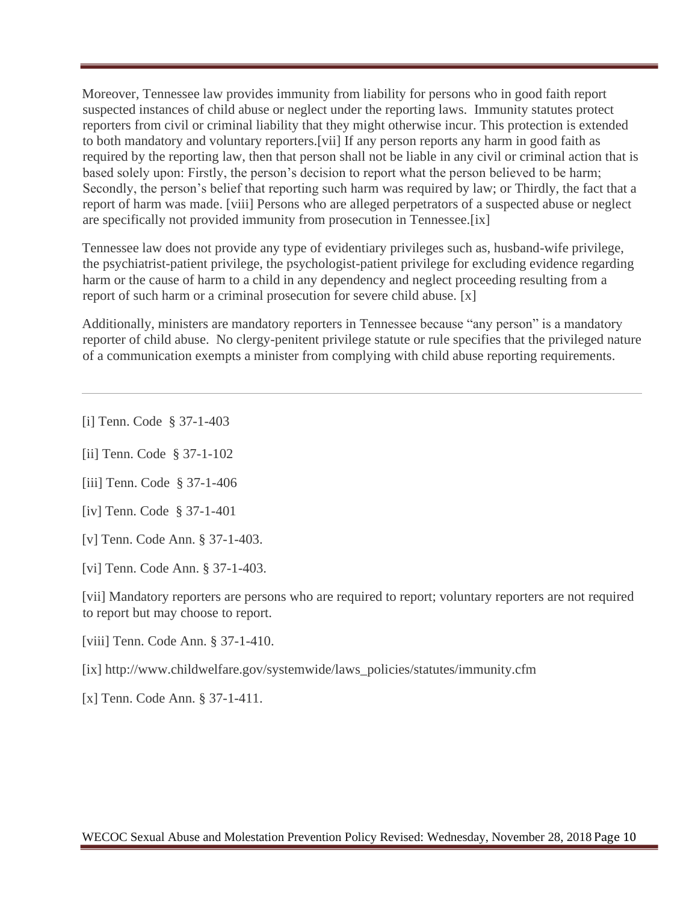Moreover, Tennessee law provides immunity from liability for persons who in good faith report suspected instances of child abuse or neglect under the reporting laws. Immunity statutes protect reporters from civil or criminal liability that they might otherwise incur. This protection is extended to both mandatory and voluntary reporters.[vii] If any person reports any harm in good faith as required by the reporting law, then that person shall not be liable in any civil or criminal action that is based solely upon: Firstly, the person's decision to report what the person believed to be harm; Secondly, the person's belief that reporting such harm was required by law; or Thirdly, the fact that a report of harm was made. [viii] Persons who are alleged perpetrators of a suspected abuse or neglect are specifically not provided immunity from prosecution in Tennessee.[ix]

Tennessee law does not provide any type of evidentiary privileges such as, husband-wife privilege, the psychiatrist-patient privilege, the psychologist-patient privilege for excluding evidence regarding harm or the cause of harm to a child in any dependency and neglect proceeding resulting from a report of such harm or a criminal prosecution for severe child abuse. [x]

Additionally, ministers are mandatory reporters in Tennessee because "any person" is a mandatory reporter of child abuse. No clergy-penitent privilege statute or rule specifies that the privileged nature of a communication exempts a minister from complying with child abuse reporting requirements.

---

[i] Tenn. Code § 37-1-403

[ii] Tenn. Code § 37-1-102

[iii] Tenn. Code § 37-1-406

[iv] Tenn. Code § 37-1-401

[v] Tenn. Code Ann. § 37-1-403.

[vi] Tenn. Code Ann. § 37-1-403.

[vii] Mandatory reporters are persons who are required to report; voluntary reporters are not required to report but may choose to report.

[viii] Tenn. Code Ann. § 37-1-410.

[ix] http://www.childwelfare.gov/systemwide/laws_policies/statutes/immunity.cfm

[x] Tenn. Code Ann. § 37-1-411.